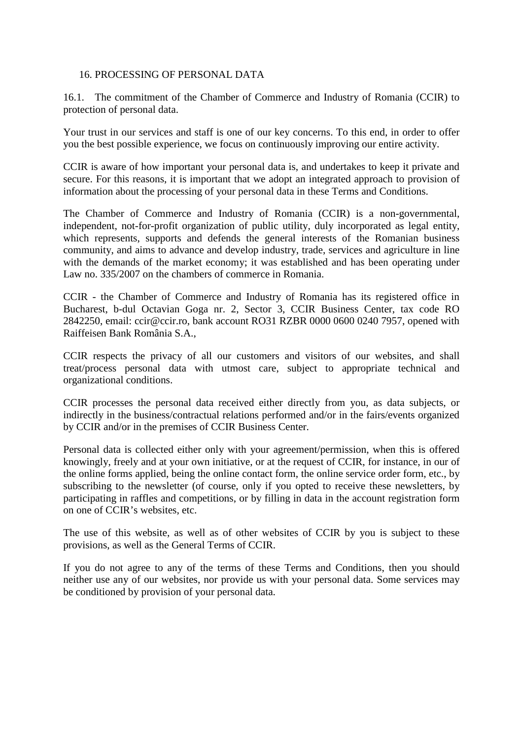## 16. PROCESSING OF PERSONAL DATA

16.1. The commitment of the Chamber of Commerce and Industry of Romania (CCIR) to protection of personal data.

Your trust in our services and staff is one of our key concerns. To this end, in order to offer you the best possible experience, we focus on continuously improving our entire activity.

CCIR is aware of how important your personal data is, and undertakes to keep it private and secure. For this reasons, it is important that we adopt an integrated approach to provision of information about the processing of your personal data in these Terms and Conditions.

The Chamber of Commerce and Industry of Romania (CCIR) is a non-governmental, independent, not-for-profit organization of public utility, duly incorporated as legal entity, which represents, supports and defends the general interests of the Romanian business community, and aims to advance and develop industry, trade, services and agriculture in line with the demands of the market economy; it was established and has been operating under Law no. 335/2007 on the chambers of commerce in Romania.

CCIR - the Chamber of Commerce and Industry of Romania has its registered office in Bucharest, b-dul Octavian Goga nr. 2, Sector 3, CCIR Business Center, tax code RO 2842250, email: ccir@ccir.ro, bank account RO31 RZBR 0000 0600 0240 7957, opened with Raiffeisen Bank România S.A.,

CCIR respects the privacy of all our customers and visitors of our websites, and shall treat/process personal data with utmost care, subject to appropriate technical and organizational conditions.

CCIR processes the personal data received either directly from you, as data subjects, or indirectly in the business/contractual relations performed and/or in the fairs/events organized by CCIR and/or in the premises of CCIR Business Center.

Personal data is collected either only with your agreement/permission, when this is offered knowingly, freely and at your own initiative, or at the request of CCIR, for instance, in our of the online forms applied, being the online contact form, the online service order form, etc., by subscribing to the newsletter (of course, only if you opted to receive these newsletters, by participating in raffles and competitions, or by filling in data in the account registration form on one of CCIR's websites, etc.

The use of this website, as well as of other websites of CCIR by you is subject to these provisions, as well as the General Terms of CCIR.

If you do not agree to any of the terms of these Terms and Conditions, then you should neither use any of our websites, nor provide us with your personal data. Some services may be conditioned by provision of your personal data.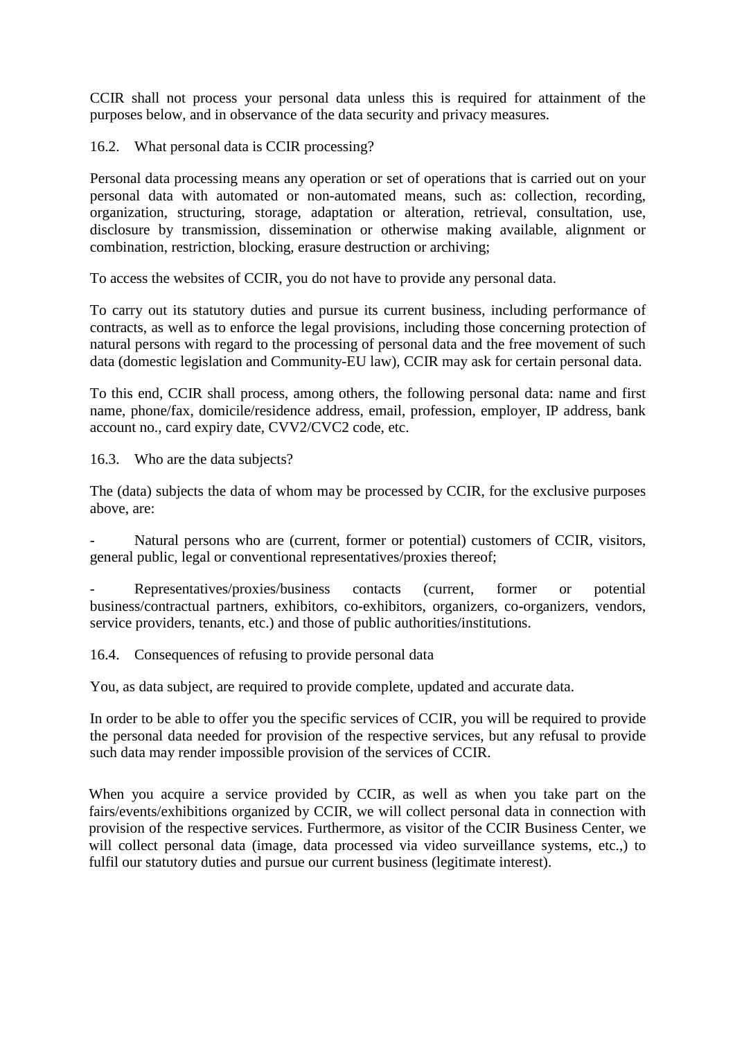CCIR shall not process your personal data unless this is required for attainment of the purposes below, and in observance of the data security and privacy measures.

### 16.2. What personal data is CCIR processing?

Personal data processing means any operation or set of operations that is carried out on your personal data with automated or non-automated means, such as: collection, recording, organization, structuring, storage, adaptation or alteration, retrieval, consultation, use, disclosure by transmission, dissemination or otherwise making available, alignment or combination, restriction, blocking, erasure destruction or archiving;

To access the websites of CCIR, you do not have to provide any personal data.

To carry out its statutory duties and pursue its current business, including performance of contracts, as well as to enforce the legal provisions, including those concerning protection of natural persons with regard to the processing of personal data and the free movement of such data (domestic legislation and Community-EU law), CCIR may ask for certain personal data.

To this end, CCIR shall process, among others, the following personal data: name and first name, phone/fax, domicile/residence address, email, profession, employer, IP address, bank account no., card expiry date, CVV2/CVC2 code, etc.

### 16.3. Who are the data subjects?

The (data) subjects the data of whom may be processed by CCIR, for the exclusive purposes above, are:

- Natural persons who are (current, former or potential) customers of CCIR, visitors, general public, legal or conventional representatives/proxies thereof;

- Representatives/proxies/business contacts (current, former or potential business/contractual partners, exhibitors, co-exhibitors, organizers, co-organizers, vendors, service providers, tenants, etc.) and those of public authorities/institutions.

### 16.4. Consequences of refusing to provide personal data

You, as data subject, are required to provide complete, updated and accurate data.

In order to be able to offer you the specific services of CCIR, you will be required to provide the personal data needed for provision of the respective services, but any refusal to provide such data may render impossible provision of the services of CCIR.

When you acquire a service provided by CCIR, as well as when you take part on the fairs/events/exhibitions organized by CCIR, we will collect personal data in connection with provision of the respective services. Furthermore, as visitor of the CCIR Business Center, we will collect personal data (image, data processed via video surveillance systems, etc.,) to fulfil our statutory duties and pursue our current business (legitimate interest).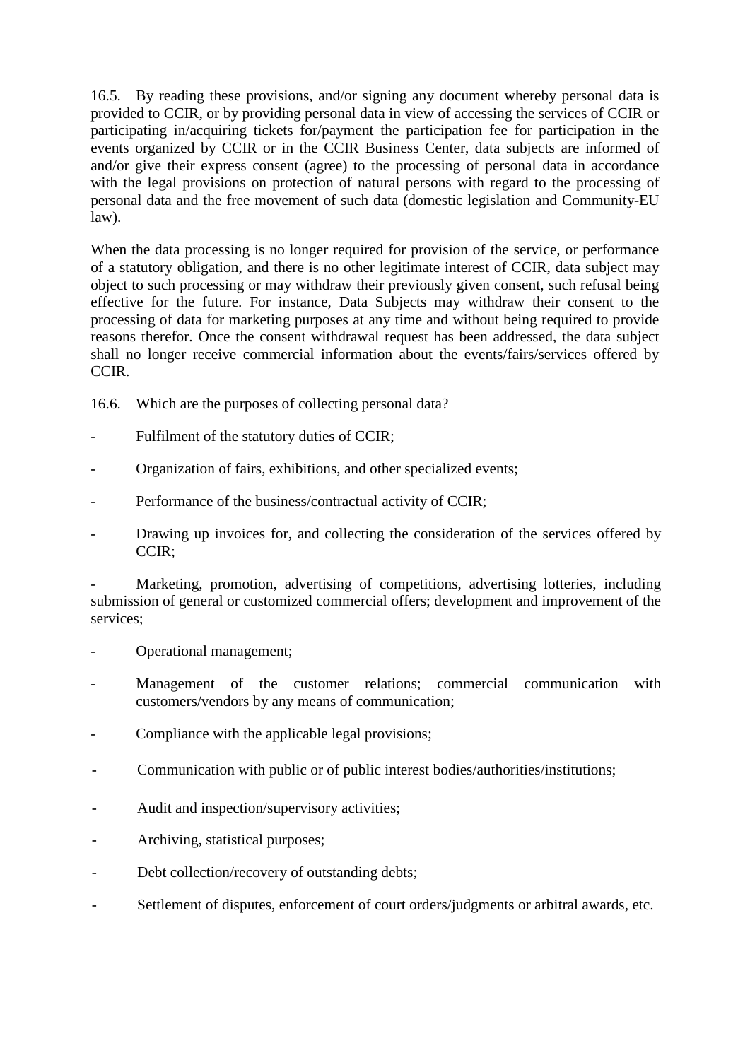16.5. By reading these provisions, and/or signing any document whereby personal data is provided to CCIR, or by providing personal data in view of accessing the services of CCIR or participating in/acquiring tickets for/payment the participation fee for participation in the events organized by CCIR or in the CCIR Business Center, data subjects are informed of and/or give their express consent (agree) to the processing of personal data in accordance with the legal provisions on protection of natural persons with regard to the processing of personal data and the free movement of such data (domestic legislation and Community-EU law).

When the data processing is no longer required for provision of the service, or performance of a statutory obligation, and there is no other legitimate interest of CCIR, data subject may object to such processing or may withdraw their previously given consent, such refusal being effective for the future. For instance, Data Subjects may withdraw their consent to the processing of data for marketing purposes at any time and without being required to provide reasons therefor. Once the consent withdrawal request has been addressed, the data subject shall no longer receive commercial information about the events/fairs/services offered by CCIR.

16.6. Which are the purposes of collecting personal data?

- Fulfilment of the statutory duties of CCIR;
- Organization of fairs, exhibitions, and other specialized events;
- Performance of the business/contractual activity of CCIR;
- Drawing up invoices for, and collecting the consideration of the services offered by CCIR;
- Marketing, promotion, advertising of competitions, advertising lotteries, including submission of general or customized commercial offers; development and improvement of the services;
- Operational management;
- Management of the customer relations; commercial communication with customers/vendors by any means of communication;
- Compliance with the applicable legal provisions;
- Communication with public or of public interest bodies/authorities/institutions;
- Audit and inspection/supervisory activities;
- Archiving, statistical purposes;
- Debt collection/recovery of outstanding debts;
- Settlement of disputes, enforcement of court orders/judgments or arbitral awards, etc.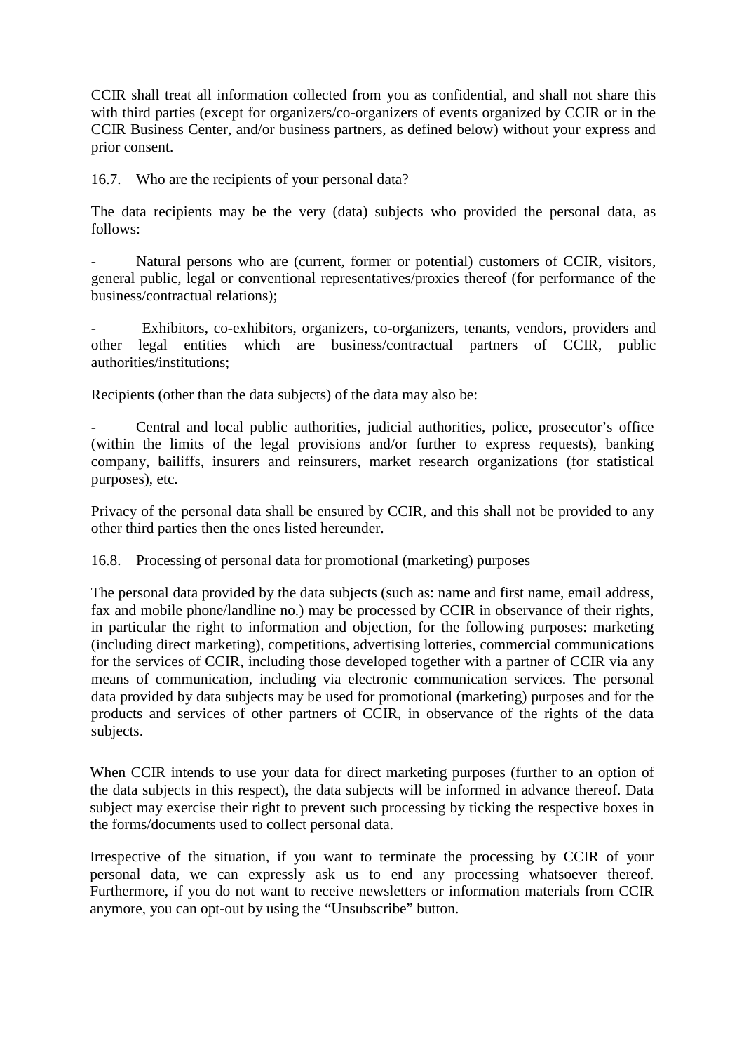CCIR shall treat all information collected from you as confidential, and shall not share this with third parties (except for organizers/co-organizers of events organized by CCIR or in the CCIR Business Center, and/or business partners, as defined below) without your express and prior consent.

### 16.7. Who are the recipients of your personal data?

The data recipients may be the very (data) subjects who provided the personal data, as follows:

- Natural persons who are (current, former or potential) customers of CCIR, visitors, general public, legal or conventional representatives/proxies thereof (for performance of the business/contractual relations);

- Exhibitors, co-exhibitors, organizers, co-organizers, tenants, vendors, providers and other legal entities which are business/contractual partners of CCIR, public authorities/institutions;

Recipients (other than the data subjects) of the data may also be:

- Central and local public authorities, judicial authorities, police, prosecutor's office (within the limits of the legal provisions and/or further to express requests), banking company, bailiffs, insurers and reinsurers, market research organizations (for statistical purposes), etc.

Privacy of the personal data shall be ensured by CCIR, and this shall not be provided to any other third parties then the ones listed hereunder.

### 16.8. Processing of personal data for promotional (marketing) purposes

The personal data provided by the data subjects (such as: name and first name, email address, fax and mobile phone/landline no.) may be processed by CCIR in observance of their rights, in particular the right to information and objection, for the following purposes: marketing (including direct marketing), competitions, advertising lotteries, commercial communications for the services of CCIR, including those developed together with a partner of CCIR via any means of communication, including via electronic communication services. The personal data provided by data subjects may be used for promotional (marketing) purposes and for the products and services of other partners of CCIR, in observance of the rights of the data subjects.

When CCIR intends to use your data for direct marketing purposes (further to an option of the data subjects in this respect), the data subjects will be informed in advance thereof. Data subject may exercise their right to prevent such processing by ticking the respective boxes in the forms/documents used to collect personal data.

Irrespective of the situation, if you want to terminate the processing by CCIR of your personal data, we can expressly ask us to end any processing whatsoever thereof. Furthermore, if you do not want to receive newsletters or information materials from CCIR anymore, you can opt-out by using the "Unsubscribe" button.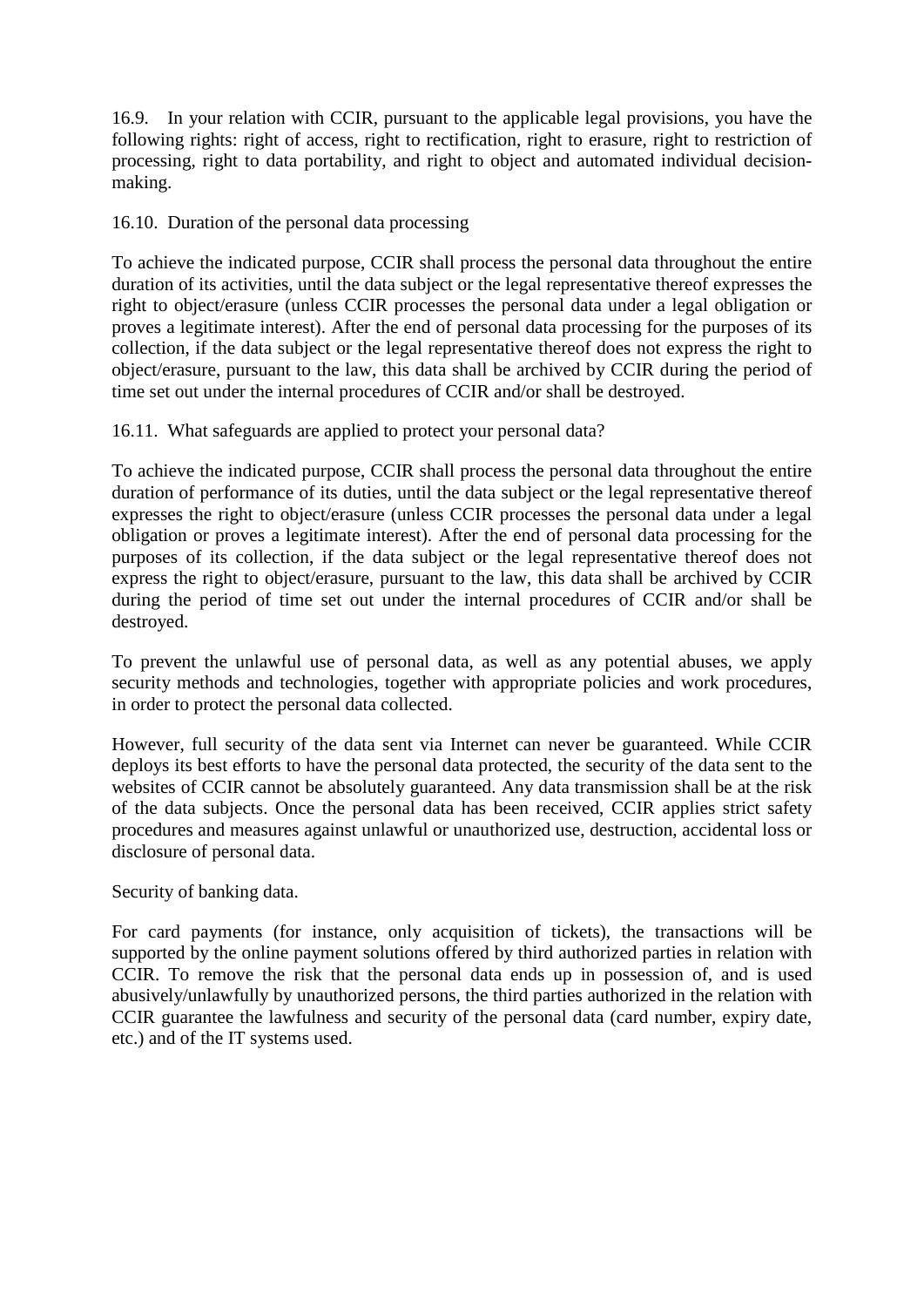16.9. In your relation with CCIR, pursuant to the applicable legal provisions, you have the following rights: right of access, right to rectification, right to erasure, right to restriction of processing, right to data portability, and right to object and automated individual decision-making.

16.10. Duration of the personal data processing

To achieve the indicated purpose, CCIR shall process the personal data throughout the entire duration of its activities, until the data subject or the legal representative thereof expresses the right to object/erasure (unless CCIR processes the personal data under a legal obligation or proves a legitimate interest). After the end of personal data processing for the purposes of its collection, if the data subject or the legal representative thereof does not express the right to object/erasure, pursuant to the law, this data shall be archived by CCIR during the period of time set out under the internal procedures of CCIR and/or shall be destroyed.

16.11. What safeguards are applied to protect your personal data?

To achieve the indicated purpose, CCIR shall process the personal data throughout the entire duration of performance of its duties, until the data subject or the legal representative thereof expresses the right to object/erasure (unless CCIR processes the personal data under a legal obligation or proves a legitimate interest). After the end of personal data processing for the purposes of its collection, if the data subject or the legal representative thereof does not express the right to object/erasure, pursuant to the law, this data shall be archived by CCIR during the period of time set out under the internal procedures of CCIR and/or shall be destroyed.

To prevent the unlawful use of personal data, as well as any potential abuses, we apply security methods and technologies, together with appropriate policies and work procedures, in order to protect the personal data collected.

However, full security of the data sent via Internet can never be guaranteed. While CCIR deploys its best efforts to have the personal data protected, the security of the data sent to the websites of CCIR cannot be absolutely guaranteed. Any data transmission shall be at the risk of the data subjects. Once the personal data has been received, CCIR applies strict safety procedures and measures against unlawful or unauthorized use, destruction, accidental loss or disclosure of personal data.

Security of banking data.

For card payments (for instance, only acquisition of tickets), the transactions will be supported by the online payment solutions offered by third authorized parties in relation with CCIR. To remove the risk that the personal data ends up in possession of, and is used abusively/unlawfully by unauthorized persons, the third parties authorized in the relation with CCIR guarantee the lawfulness and security of the personal data (card number, expiry date, etc.) and of the IT systems used.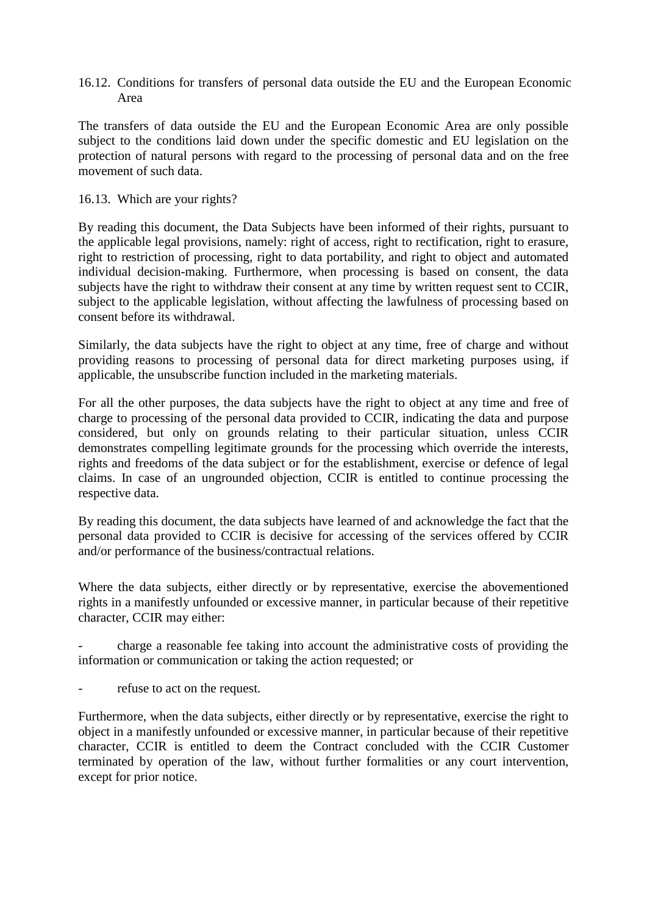### 16.12. Conditions for transfers of personal data outside the EU and the European Economic Area

The transfers of data outside the EU and the European Economic Area are only possible subject to the conditions laid down under the specific domestic and EU legislation on the protection of natural persons with regard to the processing of personal data and on the free movement of such data.

### 16.13. Which are your rights?

By reading this document, the Data Subjects have been informed of their rights, pursuant to the applicable legal provisions, namely: right of access, right to rectification, right to erasure, right to restriction of processing, right to data portability, and right to object and automated individual decision-making. Furthermore, when processing is based on consent, the data subjects have the right to withdraw their consent at any time by written request sent to CCIR, subject to the applicable legislation, without affecting the lawfulness of processing based on consent before its withdrawal.

Similarly, the data subjects have the right to object at any time, free of charge and without providing reasons to processing of personal data for direct marketing purposes using, if applicable, the unsubscribe function included in the marketing materials.

For all the other purposes, the data subjects have the right to object at any time and free of charge to processing of the personal data provided to CCIR, indicating the data and purpose considered, but only on grounds relating to their particular situation, unless CCIR demonstrates compelling legitimate grounds for the processing which override the interests, rights and freedoms of the data subject or for the establishment, exercise or defence of legal claims. In case of an ungrounded objection, CCIR is entitled to continue processing the respective data.

By reading this document, the data subjects have learned of and acknowledge the fact that the personal data provided to CCIR is decisive for accessing of the services offered by CCIR and/or performance of the business/contractual relations.

Where the data subjects, either directly or by representative, exercise the abovementioned rights in a manifestly unfounded or excessive manner, in particular because of their repetitive character, CCIR may either:

- charge a reasonable fee taking into account the administrative costs of providing the information or communication or taking the action requested; or
- refuse to act on the request.

Furthermore, when the data subjects, either directly or by representative, exercise the right to object in a manifestly unfounded or excessive manner, in particular because of their repetitive character, CCIR is entitled to deem the Contract concluded with the CCIR Customer terminated by operation of the law, without further formalities or any court intervention, except for prior notice.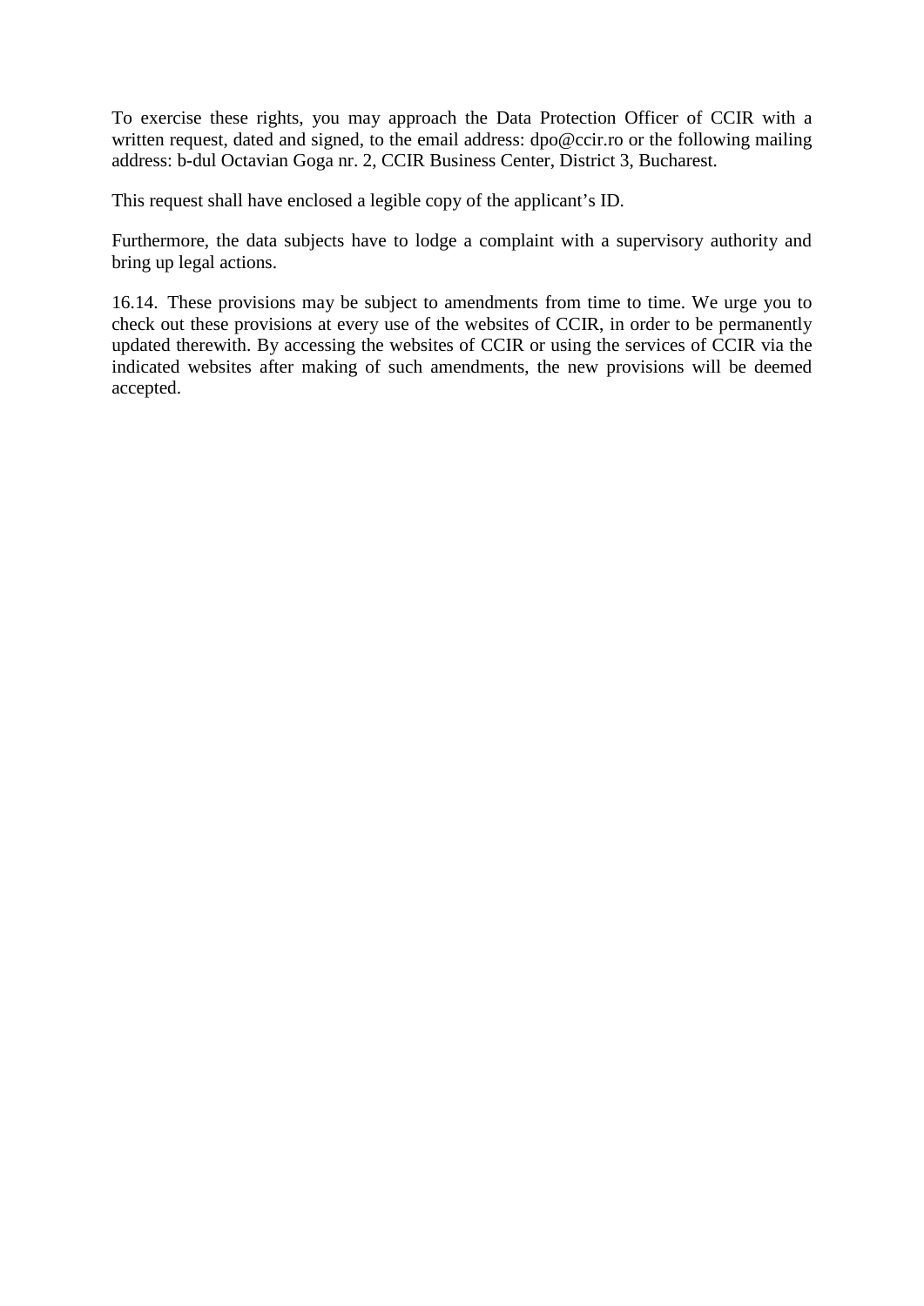To exercise these rights, you may approach the Data Protection Officer of CCIR with a written request, dated and signed, to the email address: dpo@ccir.ro or the following mailing address: b-dul Octavian Goga nr. 2, CCIR Business Center, District 3, Bucharest.

This request shall have enclosed a legible copy of the applicant's ID.

Furthermore, the data subjects have to lodge a complaint with a supervisory authority and bring up legal actions.

16.14. These provisions may be subject to amendments from time to time. We urge you to check out these provisions at every use of the websites of CCIR, in order to be permanently updated therewith. By accessing the websites of CCIR or using the services of CCIR via the indicated websites after making of such amendments, the new provisions will be deemed accepted.